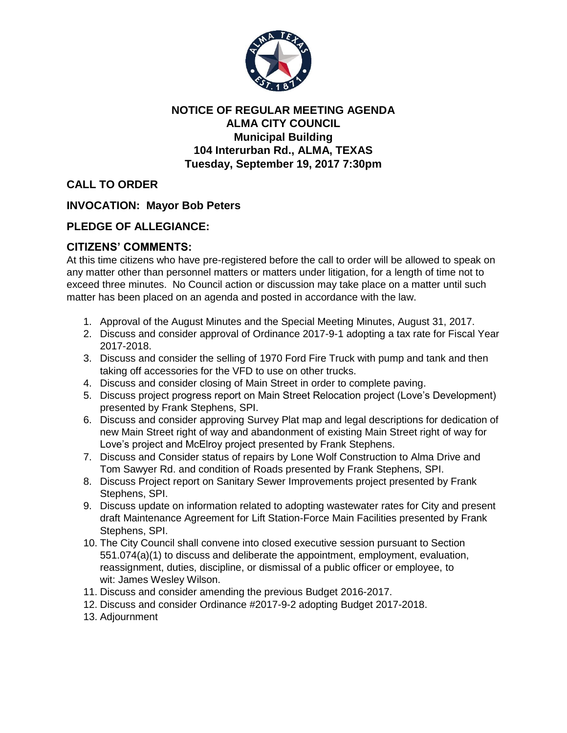**NOTICE OF REGULAR MEETING AGENDA**
**ALMA CITY COUNCIL**
**Municipal Building**
**104 Interurban Rd., ALMA, TEXAS**
**Tuesday, September 19, 2017 7:30pm**

## CALL TO ORDER

## INVOCATION: Mayor Bob Peters

## PLEDGE OF ALLEGIANCE:

## CITIZENS' COMMENTS:

At this time citizens who have pre-registered before the call to order will be allowed to speak on any matter other than personnel matters or matters under litigation, for a length of time not to exceed three minutes. No Council action or discussion may take place on a matter until such matter has been placed on an agenda and posted in accordance with the law.

1. Approval of the August Minutes and the Special Meeting Minutes, August 31, 2017.
2. Discuss and consider approval of Ordinance 2017-9-1 adopting a tax rate for Fiscal Year 2017-2018.
3. Discuss and consider the selling of 1970 Ford Fire Truck with pump and tank and then taking off accessories for the VFD to use on other trucks.
4. Discuss and consider closing of Main Street in order to complete paving.
5. Discuss project progress report on Main Street Relocation project (Love's Development) presented by Frank Stephens, SPI.
6. Discuss and consider approving Survey Plat map and legal descriptions for dedication of new Main Street right of way and abandonment of existing Main Street right of way for Love's project and McElroy project presented by Frank Stephens.
7. Discuss and Consider status of repairs by Lone Wolf Construction to Alma Drive and Tom Sawyer Rd. and condition of Roads presented by Frank Stephens, SPI.
8. Discuss Project report on Sanitary Sewer Improvements project presented by Frank Stephens, SPI.
9. Discuss update on information related to adopting wastewater rates for City and present draft Maintenance Agreement for Lift Station-Force Main Facilities presented by Frank Stephens, SPI.
10. The City Council shall convene into closed executive session pursuant to Section 551.074(a)(1) to discuss and deliberate the appointment, employment, evaluation, reassignment, duties, discipline, or dismissal of a public officer or employee, to wit: James Wesley Wilson.
11. Discuss and consider amending the previous Budget 2016-2017.
12. Discuss and consider Ordinance #2017-9-2 adopting Budget 2017-2018.
13. Adjournment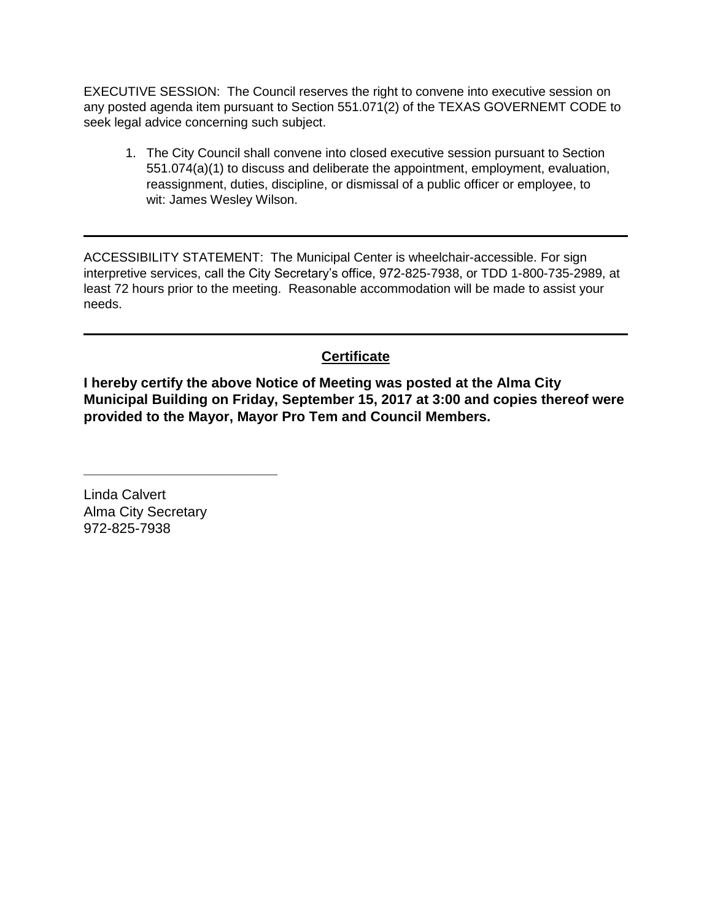EXECUTIVE SESSION: The Council reserves the right to convene into executive session on any posted agenda item pursuant to Section 551.071(2) of the TEXAS GOVERNEMT CODE to seek legal advice concerning such subject.

1. The City Council shall convene into closed executive session pursuant to Section 551.074(a)(1) to discuss and deliberate the appointment, employment, evaluation, reassignment, duties, discipline, or dismissal of a public officer or employee, to wit: James Wesley Wilson.

---

ACCESSIBILITY STATEMENT: The Municipal Center is wheelchair-accessible. For sign interpretive services, call the City Secretary's office, 972-825-7938, or TDD 1-800-735-2989, at least 72 hours prior to the meeting. Reasonable accommodation will be made to assist your needs.

---

## Certificate

**I hereby certify the above Notice of Meeting was posted at the Alma City Municipal Building on Friday, September 15, 2017 at 3:00 and copies thereof were provided to the Mayor, Mayor Pro Tem and Council Members.**

\_\_\_\_\_\_\_\_\_\_\_\_\_\_\_\_\_\_\_\_\_\_\_\_\_\_

Linda Calvert
Alma City Secretary
972-825-7938